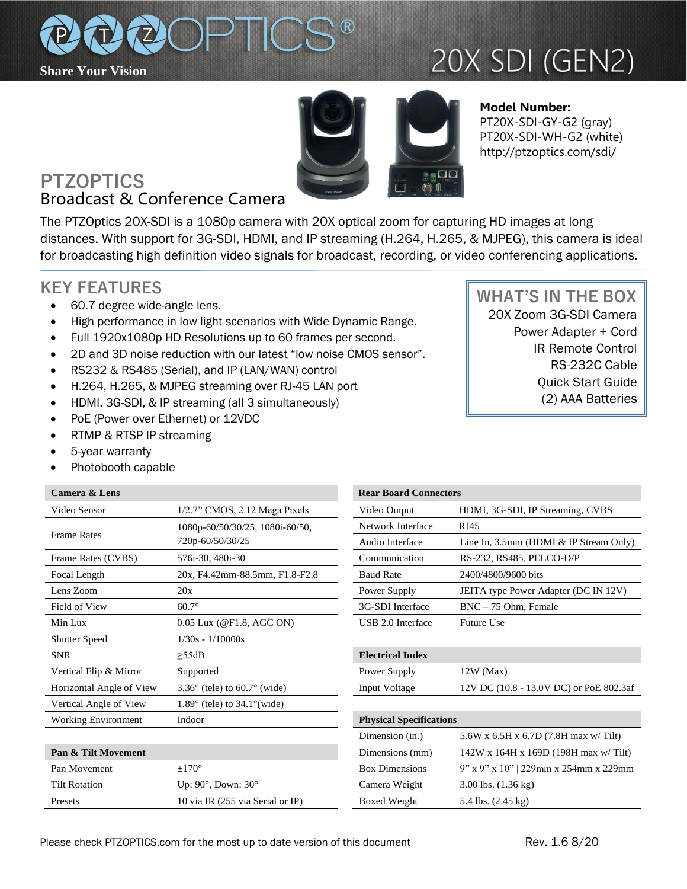# PTZOPTICS

Share Your Vision

# 20X SDI (GEN2)

**Model Number:**
PT20X-SDI-GY-G2 (gray)
PT20X-SDI-WH-G2 (white)
http://ptzoptics.com/sdi/

## PTZOPTICS
Broadcast & Conference Camera

The PTZOptics 20X-SDI is a 1080p camera with 20X optical zoom for capturing HD images at long distances. With support for 3G-SDI, HDMI, and IP streaming (H.264, H.265, & MJPEG), this camera is ideal for broadcasting high definition video signals for broadcast, recording, or video conferencing applications.

## KEY FEATURES

- 60.7 degree wide-angle lens.
- High performance in low light scenarios with Wide Dynamic Range.
- Full 1920x1080p HD Resolutions up to 60 frames per second.
- 2D and 3D noise reduction with our latest "low noise CMOS sensor".
- RS232 & RS485 (Serial), and IP (LAN/WAN) control
- H.264, H.265, & MJPEG streaming over RJ-45 LAN port
- HDMI, 3G-SDI, & IP streaming (all 3 simultaneously)
- PoE (Power over Ethernet) or 12VDC
- RTMP & RTSP IP streaming
- 5-year warranty
- Photobooth capable

## WHAT'S IN THE BOX

20X Zoom 3G-SDI Camera
Power Adapter + Cord
IR Remote Control
RS-232C Cable
Quick Start Guide
(2) AAA Batteries

| Camera & Lens | |
|---|---|
| Video Sensor | 1/2.7" CMOS, 2.12 Mega Pixels |
| Frame Rates | 1080p-60/50/30/25, 1080i-60/50, 720p-60/50/30/25 |
| Frame Rates (CVBS) | 576i-30, 480i-30 |
| Focal Length | 20x, F4.42mm-88.5mm, F1.8-F2.8 |
| Lens Zoom | 20x |
| Field of View | 60.7° |
| Min Lux | 0.05 Lux (@F1.8, AGC ON) |
| Shutter Speed | 1/30s - 1/10000s |
| SNR | ≥55dB |
| Vertical Flip & Mirror | Supported |
| Horizontal Angle of View | 3.36° (tele) to 60.7° (wide) |
| Vertical Angle of View | 1.89° (tele) to 34.1°(wide) |
| Working Environment | Indoor |

| Pan & Tilt Movement | |
|---|---|
| Pan Movement | ±170° |
| Tilt Rotation | Up: 90°, Down: 30° |
| Presets | 10 via IR (255 via Serial or IP) |

| Rear Board Connectors | |
|---|---|
| Video Output | HDMI, 3G-SDI, IP Streaming, CVBS |
| Network Interface | RJ45 |
| Audio Interface | Line In, 3.5mm (HDMI & IP Stream Only) |
| Communication | RS-232, RS485, PELCO-D/P |
| Baud Rate | 2400/4800/9600 bits |
| Power Supply | JEITA type Power Adapter (DC IN 12V) |
| 3G-SDI Interface | BNC – 75 Ohm, Female |
| USB 2.0 Interface | Future Use |

| Electrical Index | |
|---|---|
| Power Supply | 12W (Max) |
| Input Voltage | 12V DC (10.8 - 13.0V DC) or PoE 802.3af |

| Physical Specifications | |
|---|---|
| Dimension (in.) | 5.6W x 6.5H x 6.7D (7.8H max w/ Tilt) |
| Dimensions (mm) | 142W x 164H x 169D (198H max w/ Tilt) |
| Box Dimensions | 9" x 9" x 10" \| 229mm x 254mm x 229mm |
| Camera Weight | 3.00 lbs. (1.36 kg) |
| Boxed Weight | 5.4 lbs. (2.45 kg) |

Please check PTZOPTICS.com for the most up to date version of this document    Rev. 1.6 8/20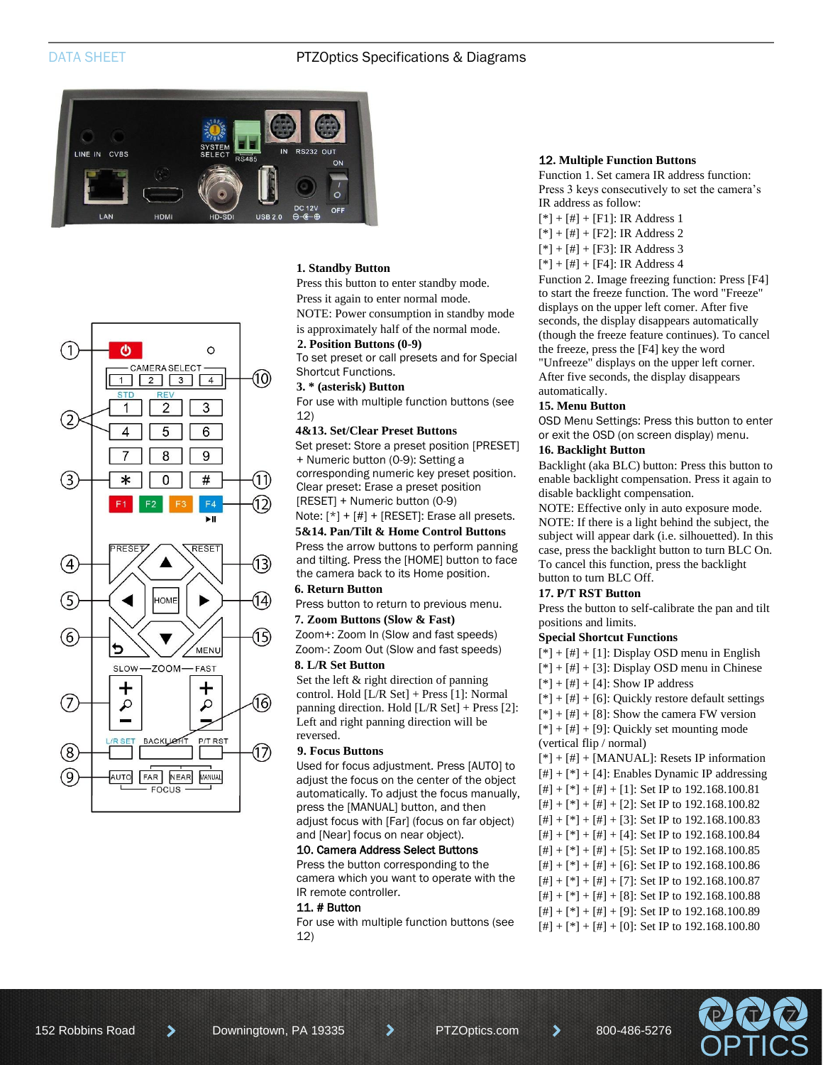1. Standby Button

Press this button to enter standby mode.
Press it again to enter normal mode.
NOTE: Power consumption in standby mode is approximately half of the normal mode.

2. Position Buttons (0-9)

To set preset or call presets and for Special Shortcut Functions.

3. * (asterisk) Button

For use with multiple function buttons (see 12)

4&13. Set/Clear Preset Buttons

Set preset: Store a preset position [PRESET] + Numeric button (0-9): Setting a corresponding numeric key preset position.
Clear preset: Erase a preset position [RESET] + Numeric button (0-9)
Note: [*] + [#] + [RESET]: Erase all presets.

5&14. Pan/Tilt & Home Control Buttons

Press the arrow buttons to perform panning and tilting. Press the [HOME] button to face the camera back to its Home position.

6. Return Button

Press button to return to previous menu.

7. Zoom Buttons (Slow & Fast)

Zoom+: Zoom In (Slow and fast speeds)
Zoom-: Zoom Out (Slow and fast speeds)

8. L/R Set Button

Set the left & right direction of panning control. Hold [L/R Set] + Press [1]: Normal panning direction. Hold [L/R Set] + Press [2]: Left and right panning direction will be reversed.

9. Focus Buttons

Used for focus adjustment. Press [AUTO] to adjust the focus on the center of the object automatically. To adjust the focus manually, press the [MANUAL] button, and then adjust focus with [Far] (focus on far object) and [Near] focus on near object).

10. Camera Address Select Buttons

Press the button corresponding to the camera which you want to operate with the IR remote controller.

11. # Button

For use with multiple function buttons (see 12)

12. Multiple Function Buttons

Function 1. Set camera IR address function: Press 3 keys consecutively to set the camera's IR address as follow:
[*] + [#] + [F1]: IR Address 1
[*] + [#] + [F2]: IR Address 2
[*] + [#] + [F3]: IR Address 3
[*] + [#] + [F4]: IR Address 4

Function 2. Image freezing function: Press [F4] to start the freeze function. The word "Freeze" displays on the upper left corner. After five seconds, the display disappears automatically (though the freeze feature continues). To cancel the freeze, press the [F4] key the word "Unfreeze" displays on the upper left corner. After five seconds, the display disappears automatically.

15. Menu Button

OSD Menu Settings: Press this button to enter or exit the OSD (on screen display) menu.

16. Backlight Button

Backlight (aka BLC) button: Press this button to enable backlight compensation. Press it again to disable backlight compensation.
NOTE: Effective only in auto exposure mode.
NOTE: If there is a light behind the subject, the subject will appear dark (i.e. silhouetted). In this case, press the backlight button to turn BLC On. To cancel this function, press the backlight button to turn BLC Off.

17. P/T RST Button

Press the button to self-calibrate the pan and tilt positions and limits.

Special Shortcut Functions

[*] + [#] + [1]: Display OSD menu in English
[*] + [#] + [3]: Display OSD menu in Chinese
[*] + [#] + [4]: Show IP address
[*] + [#] + [6]: Quickly restore default settings
[*] + [#] + [8]: Show the camera FW version
[*] + [#] + [9]: Quickly set mounting mode (vertical flip / normal)
[*] + [#] + [MANUAL]: Resets IP information
[#] + [*] + [4]: Enables Dynamic IP addressing
[#] + [*] + [#] + [1]: Set IP to 192.168.100.81
[#] + [*] + [#] + [2]: Set IP to 192.168.100.82
[#] + [*] + [#] + [3]: Set IP to 192.168.100.83
[#] + [*] + [#] + [4]: Set IP to 192.168.100.84
[#] + [*] + [#] + [5]: Set IP to 192.168.100.85
[#] + [*] + [#] + [6]: Set IP to 192.168.100.86
[#] + [*] + [#] + [7]: Set IP to 192.168.100.87
[#] + [*] + [#] + [8]: Set IP to 192.168.100.88
[#] + [*] + [#] + [9]: Set IP to 192.168.100.89
[#] + [*] + [#] + [0]: Set IP to 192.168.100.80